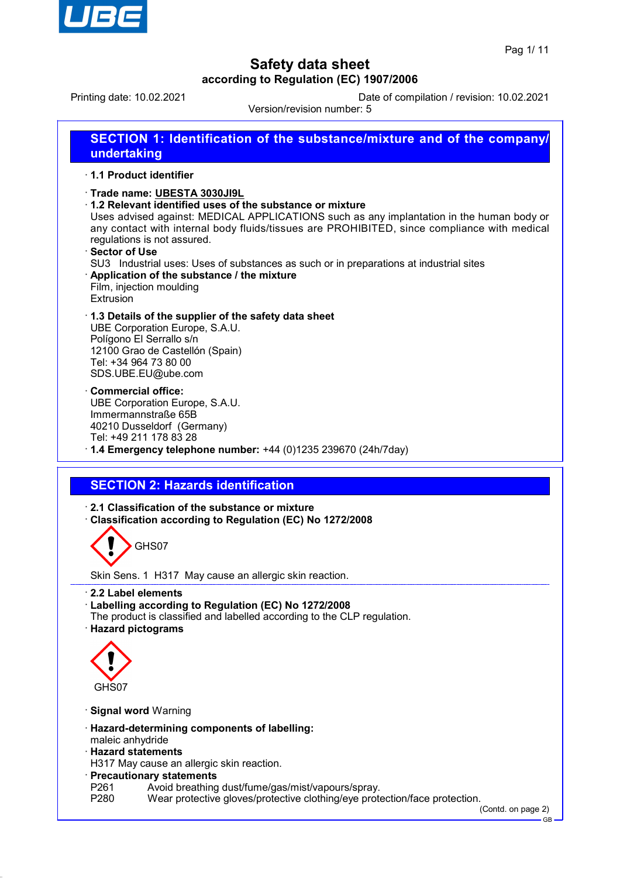# Safety data sheet
## according to Regulation (EC) 1907/2006

Printing date: 10.02.2021 Date of compilation / revision: 10.02.2021

Version/revision number: 5

## SECTION 1: Identification of the substance/mixture and of the company/ undertaking

· **1.1 Product identifier**

· **Trade name: UBESTA 3030JI9L**

· **1.2 Relevant identified uses of the substance or mixture**

Uses advised against: MEDICAL APPLICATIONS such as any implantation in the human body or any contact with internal body fluids/tissues are PROHIBITED, since compliance with medical regulations is not assured.

· **Sector of Use**

SU3 Industrial uses: Uses of substances as such or in preparations at industrial sites

· **Application of the substance / the mixture**

Film, injection moulding
Extrusion

· **1.3 Details of the supplier of the safety data sheet**

UBE Corporation Europe, S.A.U.
Polígono El Serrallo s/n
12100 Grao de Castellón (Spain)
Tel: +34 964 73 80 00
SDS.UBE.EU@ube.com

· **Commercial office:**

UBE Corporation Europe, S.A.U.
Immermannstraße 65B
40210 Dusseldorf (Germany)
Tel: +49 211 178 83 28

· **1.4 Emergency telephone number:** +44 (0)1235 239670 (24h/7day)

## SECTION 2: Hazards identification

· **2.1 Classification of the substance or mixture**

· **Classification according to Regulation (EC) No 1272/2008**

GHS07

Skin Sens. 1 H317 May cause an allergic skin reaction.

· **2.2 Label elements**

· **Labelling according to Regulation (EC) No 1272/2008**

The product is classified and labelled according to the CLP regulation.

· **Hazard pictograms**

GHS07

· **Signal word** Warning

· **Hazard-determining components of labelling:**

maleic anhydride

· **Hazard statements**

H317 May cause an allergic skin reaction.

· **Precautionary statements**

P261 Avoid breathing dust/fume/gas/mist/vapours/spray.
P280 Wear protective gloves/protective clothing/eye protection/face protection.

(Contd. on page 2)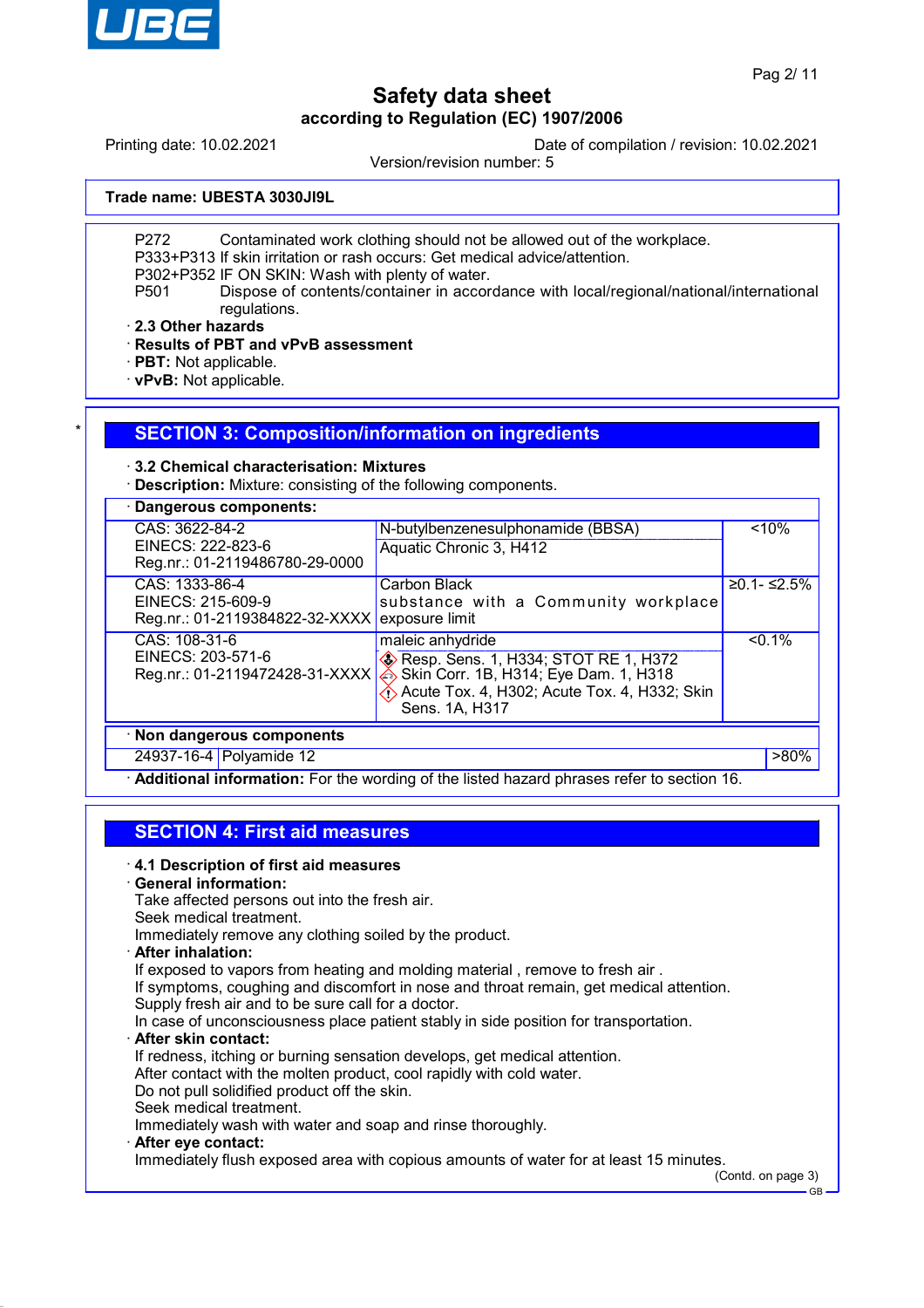**Trade name: UBESTA 3030JI9L**

P272 Contaminated work clothing should not be allowed out of the workplace.
P333+P313 If skin irritation or rash occurs: Get medical advice/attention.
P302+P352 IF ON SKIN: Wash with plenty of water.
P501 Dispose of contents/container in accordance with local/regional/national/international regulations.

· **2.3 Other hazards**
· **Results of PBT and vPvB assessment**
· **PBT:** Not applicable.
· **vPvB:** Not applicable.

## SECTION 3: Composition/information on ingredients

· **3.2 Chemical characterisation: Mixtures**
· **Description:** Mixture: consisting of the following components.

· **Dangerous components:**

| | | |
|---|---|---|
| CAS: 3622-84-2<br>EINECS: 222-823-6<br>Reg.nr.: 01-2119486780-29-0000 | N-butylbenzenesulphonamide (BBSA)<br>Aquatic Chronic 3, H412 | <10% |
| CAS: 1333-86-4<br>EINECS: 215-609-9<br>Reg.nr.: 01-2119384822-32-XXXX | Carbon Black<br>substance with a Community workplace exposure limit | ≥0.1- ≤2.5% |
| CAS: 108-31-6<br>EINECS: 203-571-6<br>Reg.nr.: 01-2119472428-31-XXXX | maleic anhydride<br>Resp. Sens. 1, H334; STOT RE 1, H372<br>Skin Corr. 1B, H314; Eye Dam. 1, H318<br>Acute Tox. 4, H302; Acute Tox. 4, H332; Skin Sens. 1A, H317 | <0.1% |

· **Non dangerous components**

| | | |
|---|---|---|
| 24937-16-4 | Polyamide 12 | >80% |

· **Additional information:** For the wording of the listed hazard phrases refer to section 16.

## SECTION 4: First aid measures

· **4.1 Description of first aid measures**
· **General information:**
Take affected persons out into the fresh air.
Seek medical treatment.
Immediately remove any clothing soiled by the product.
· **After inhalation:**
If exposed to vapors from heating and molding material , remove to fresh air .
If symptoms, coughing and discomfort in nose and throat remain, get medical attention.
Supply fresh air and to be sure call for a doctor.
In case of unconsciousness place patient stably in side position for transportation.
· **After skin contact:**
If redness, itching or burning sensation develops, get medical attention.
After contact with the molten product, cool rapidly with cold water.
Do not pull solidified product off the skin.
Seek medical treatment.
Immediately wash with water and soap and rinse thoroughly.
· **After eye contact:**
Immediately flush exposed area with copious amounts of water for at least 15 minutes.

(Contd. on page 3)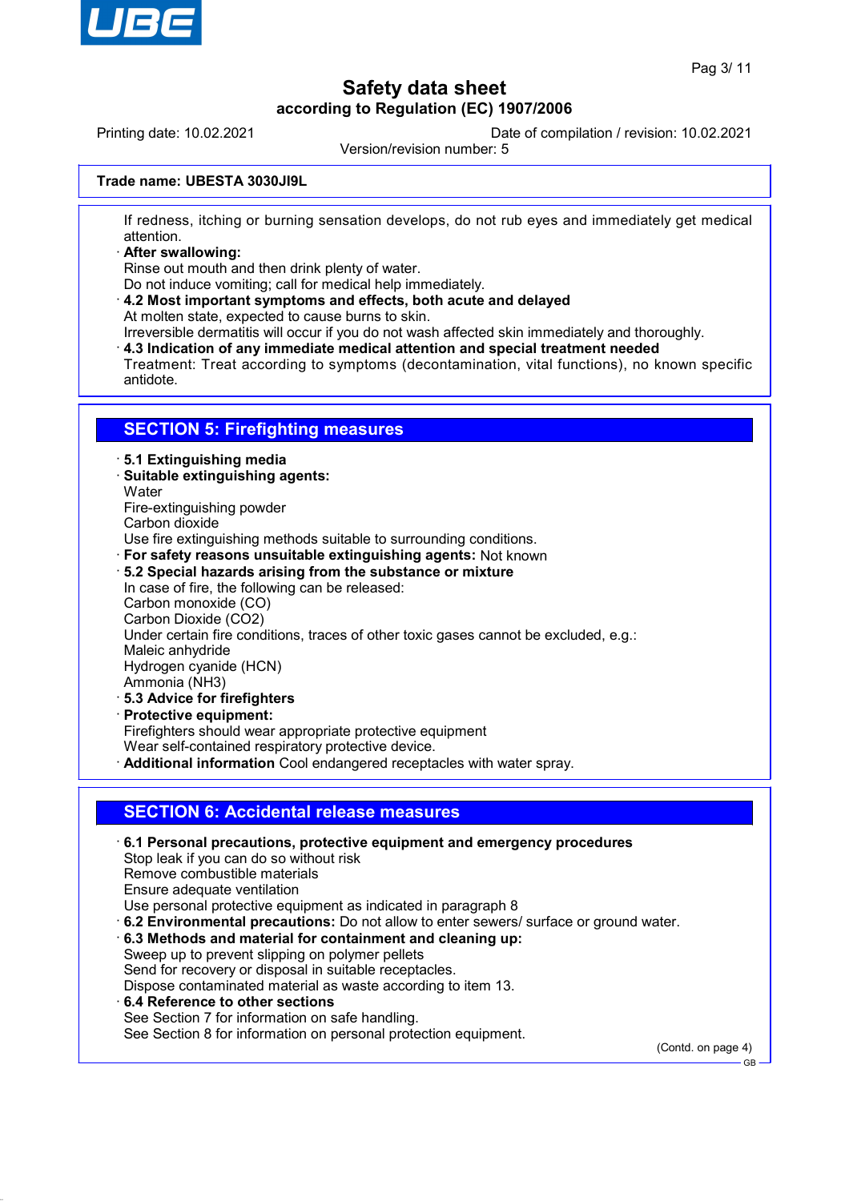If redness, itching or burning sensation develops, do not rub eyes and immediately get medical attention.

· **After swallowing:**
Rinse out mouth and then drink plenty of water.
Do not induce vomiting; call for medical help immediately.

· **4.2 Most important symptoms and effects, both acute and delayed**
At molten state, expected to cause burns to skin.
Irreversible dermatitis will occur if you do not wash affected skin immediately and thoroughly.

· **4.3 Indication of any immediate medical attention and special treatment needed**
Treatment: Treat according to symptoms (decontamination, vital functions), no known specific antidote.

## SECTION 5: Firefighting measures

· **5.1 Extinguishing media**

· **Suitable extinguishing agents:**
Water
Fire-extinguishing powder
Carbon dioxide
Use fire extinguishing methods suitable to surrounding conditions.

· **For safety reasons unsuitable extinguishing agents:** Not known

· **5.2 Special hazards arising from the substance or mixture**
In case of fire, the following can be released:
Carbon monoxide (CO)
Carbon Dioxide ($CO_2$)
Under certain fire conditions, traces of other toxic gases cannot be excluded, e.g.:
Maleic anhydride
Hydrogen cyanide (HCN)
Ammonia ($NH_3$)

· **5.3 Advice for firefighters**

· **Protective equipment:**
Firefighters should wear appropriate protective equipment
Wear self-contained respiratory protective device.

· **Additional information** Cool endangered receptacles with water spray.

## SECTION 6: Accidental release measures

· **6.1 Personal precautions, protective equipment and emergency procedures**
Stop leak if you can do so without risk
Remove combustible materials
Ensure adequate ventilation
Use personal protective equipment as indicated in paragraph 8

· **6.2 Environmental precautions:** Do not allow to enter sewers/ surface or ground water.

· **6.3 Methods and material for containment and cleaning up:**
Sweep up to prevent slipping on polymer pellets
Send for recovery or disposal in suitable receptacles.
Dispose contaminated material as waste according to item 13.

· **6.4 Reference to other sections**
See Section 7 for information on safe handling.
See Section 8 for information on personal protection equipment.

(Contd. on page 4)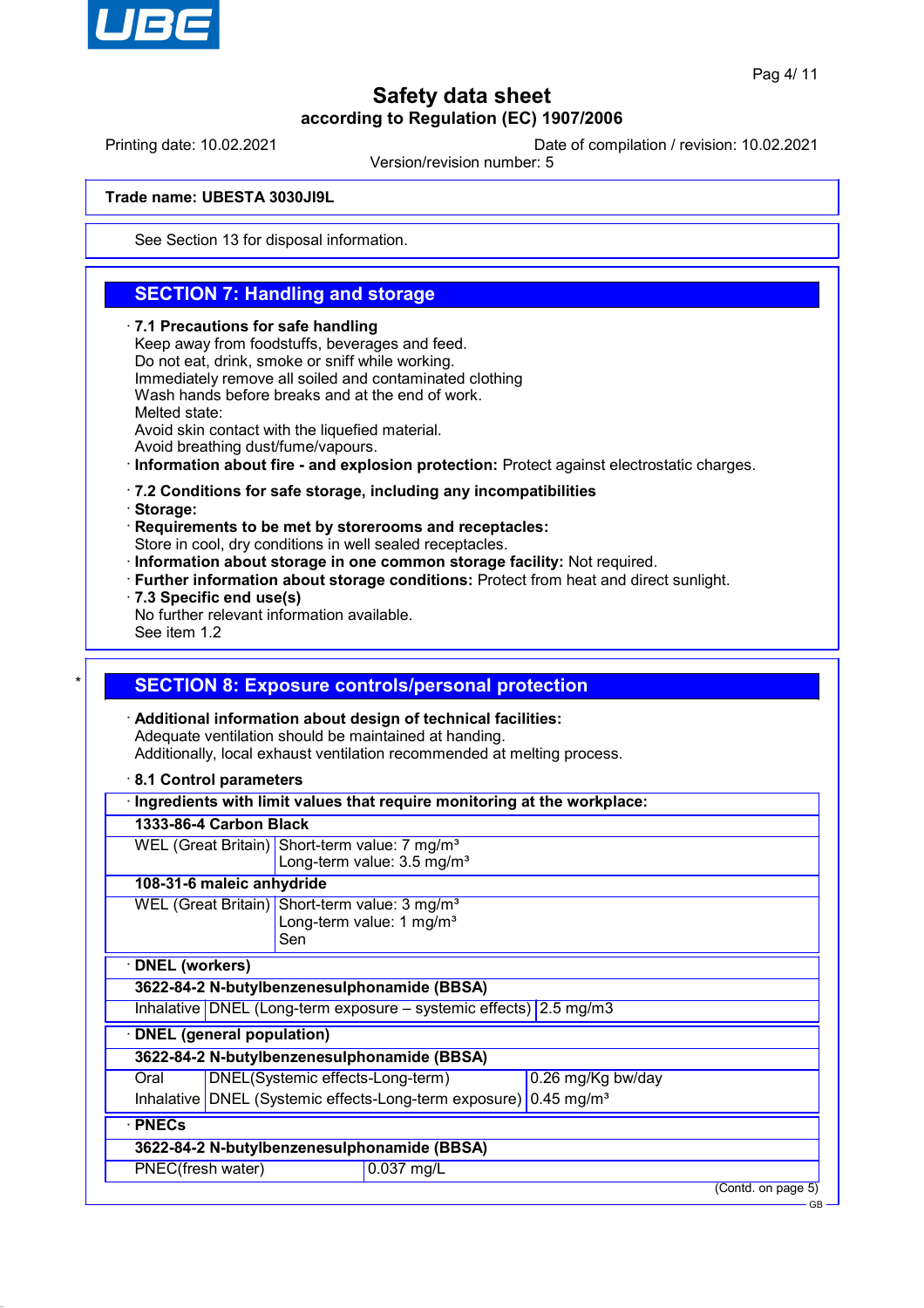Trade name: UBESTA 3030JI9L

See Section 13 for disposal information.

## SECTION 7: Handling and storage

· **7.1 Precautions for safe handling**
Keep away from foodstuffs, beverages and feed.
Do not eat, drink, smoke or sniff while working.
Immediately remove all soiled and contaminated clothing
Wash hands before breaks and at the end of work.
Melted state:
Avoid skin contact with the liquefied material.
Avoid breathing dust/fume/vapours.
· **Information about fire - and explosion protection:** Protect against electrostatic charges.

· **7.2 Conditions for safe storage, including any incompatibilities**
· **Storage:**
· **Requirements to be met by storerooms and receptacles:**
Store in cool, dry conditions in well sealed receptacles.
· **Information about storage in one common storage facility:** Not required.
· **Further information about storage conditions:** Protect from heat and direct sunlight.
· **7.3 Specific end use(s)**
No further relevant information available.
See item 1.2

\*

## SECTION 8: Exposure controls/personal protection

· **Additional information about design of technical facilities:**
Adequate ventilation should be maintained at handing.
Additionally, local exhaust ventilation recommended at melting process.

· **8.1 Control parameters**

| · **Ingredients with limit values that require monitoring at the workplace:** | |
|---|---|
| **1333-86-4 Carbon Black** | |
| WEL (Great Britain) | Short-term value: 7 mg/m³<br>Long-term value: 3.5 mg/m³ |
| **108-31-6 maleic anhydride** | |
| WEL (Great Britain) | Short-term value: 3 mg/m³<br>Long-term value: 1 mg/m³<br>Sen |

| · **DNEL (workers)** | | |
|---|---|---|
| **3622-84-2 N-butylbenzenesulphonamide (BBSA)** | | |
| Inhalative | DNEL (Long-term exposure – systemic effects) | 2.5 mg/m3 |

| · **DNEL (general population)** | | |
|---|---|---|
| **3622-84-2 N-butylbenzenesulphonamide (BBSA)** | | |
| Oral | DNEL(Systemic effects-Long-term) | 0.26 mg/Kg bw/day |
| Inhalative | DNEL (Systemic effects-Long-term exposure) | 0.45 mg/m³ |

| · **PNECs** | |
|---|---|
| **3622-84-2 N-butylbenzenesulphonamide (BBSA)** | |
| PNEC(fresh water) | 0.037 mg/L |

(Contd. on page 5)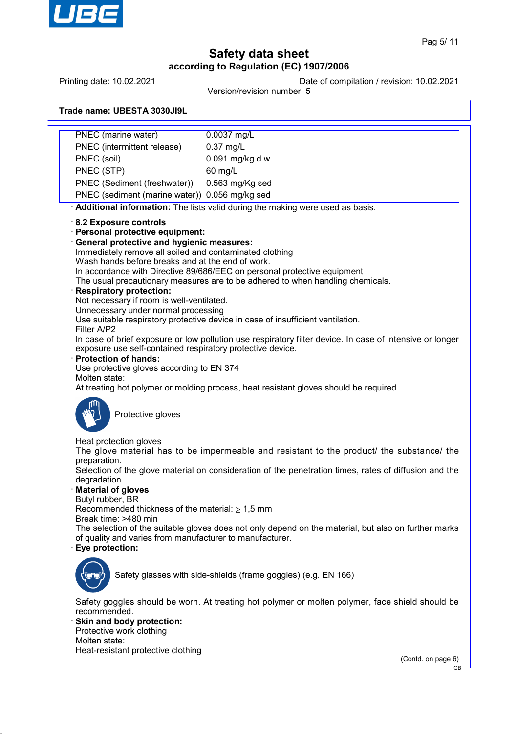**Trade name: UBESTA 3030JI9L**

| | |
|---|---|
| PNEC (marine water) | 0.0037 mg/L |
| PNEC (intermittent release) | 0.37 mg/L |
| PNEC (soil) | 0.091 mg/kg d.w |
| PNEC (STP) | 60 mg/L |
| PNEC (Sediment (freshwater)) | 0.563 mg/Kg sed |
| PNEC (sediment (marine water)) | 0.056 mg/kg sed |

· **Additional information:** The lists valid during the making were used as basis.

· **8.2 Exposure controls**

· **Personal protective equipment:**

· **General protective and hygienic measures:**
Immediately remove all soiled and contaminated clothing
Wash hands before breaks and at the end of work.
In accordance with Directive 89/686/EEC on personal protective equipment
The usual precautionary measures are to be adhered to when handling chemicals.

· **Respiratory protection:**
Not necessary if room is well-ventilated.
Unnecessary under normal processing
Use suitable respiratory protective device in case of insufficient ventilation.
Filter A/P2
In case of brief exposure or low pollution use respiratory filter device. In case of intensive or longer exposure use self-contained respiratory protective device.

· **Protection of hands:**
Use protective gloves according to EN 374
Molten state:
At treating hot polymer or molding process, heat resistant gloves should be required.

Protective gloves

Heat protection gloves
The glove material has to be impermeable and resistant to the product/ the substance/ the preparation.
Selection of the glove material on consideration of the penetration times, rates of diffusion and the degradation

· **Material of gloves**
Butyl rubber, BR
Recommended thickness of the material: $\geq$ 1,5 mm
Break time: >480 min
The selection of the suitable gloves does not only depend on the material, but also on further marks of quality and varies from manufacturer to manufacturer.

· **Eye protection:**

Safety glasses with side-shields (frame goggles) (e.g. EN 166)

Safety goggles should be worn. At treating hot polymer or molten polymer, face shield should be recommended.

· **Skin and body protection:**
Protective work clothing
Molten state:
Heat-resistant protective clothing

(Contd. on page 6)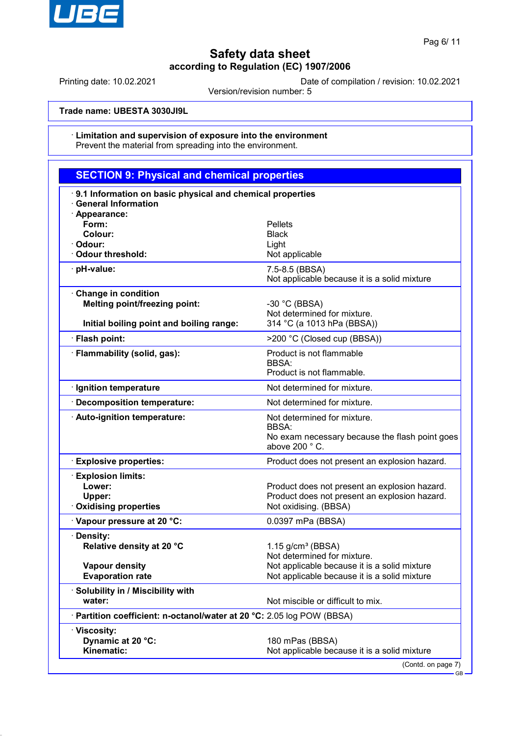# Safety data sheet

**according to Regulation (EC) 1907/2006**

Printing date: 10.02.2021 Date of compilation / revision: 10.02.2021

Version/revision number: 5

**Trade name: UBESTA 3030JI9L**

· **Limitation and supervision of exposure into the environment**
Prevent the material from spreading into the environment.

## SECTION 9: Physical and chemical properties

· **9.1 Information on basic physical and chemical properties**
· **General Information**
· **Appearance:**

| | |
|---|---|
| **Form:** | Pellets |
| **Colour:** | Black |
| · **Odour:** | Light |
| · **Odour threshold:** | Not applicable |
| · **pH-value:** | 7.5-8.5 (BBSA)<br>Not applicable because it is a solid mixture |
| · **Change in condition** | |
| **Melting point/freezing point:** | -30 °C (BBSA)<br>Not determined for mixture. |
| **Initial boiling point and boiling range:** | 314 °C (a 1013 hPa (BBSA)) |
| · **Flash point:** | >200 °C (Closed cup (BBSA)) |
| · **Flammability (solid, gas):** | Product is not flammable<br>BBSA:<br>Product is not flammable. |
| · **Ignition temperature** | Not determined for mixture. |
| · **Decomposition temperature:** | Not determined for mixture. |
| · **Auto-ignition temperature:** | Not determined for mixture.<br>BBSA:<br>No exam necessary because the flash point goes above 200 ° C. |
| · **Explosive properties:** | Product does not present an explosion hazard. |
| · **Explosion limits:** | |
| **Lower:** | Product does not present an explosion hazard. |
| **Upper:** | Product does not present an explosion hazard. |
| · **Oxidising properties** | Not oxidising. (BBSA) |
| · **Vapour pressure at 20 °C:** | 0.0397 mPa (BBSA) |
| · **Density:** | |
| **Relative density at 20 °C** | 1.15 g/cm³ (BBSA)<br>Not determined for mixture. |
| **Vapour density** | Not applicable because it is a solid mixture |
| **Evaporation rate** | Not applicable because it is a solid mixture |
| · **Solubility in / Miscibility with** | |
| **water:** | Not miscible or difficult to mix. |
| · **Partition coefficient: n-octanol/water at 20 °C:** | 2.05 log POW (BBSA) |
| · **Viscosity:** | |
| **Dynamic at 20 °C:** | 180 mPas (BBSA) |
| **Kinematic:** | Not applicable because it is a solid mixture |

(Contd. on page 7)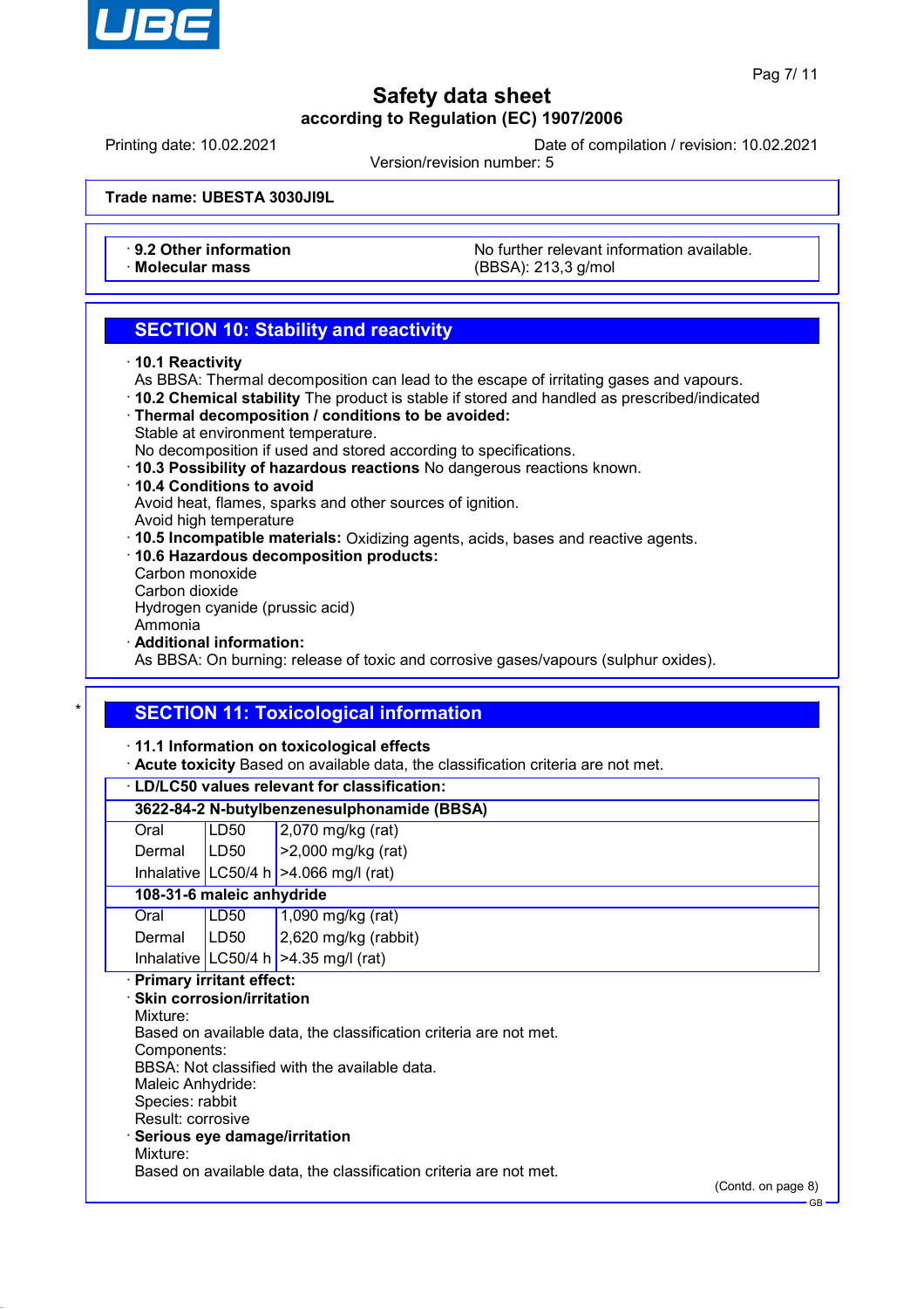**Trade name: UBESTA 3030JI9L**

| · 9.2 Other information | No further relevant information available. |
|---|---|
| · Molecular mass | (BBSA): 213,3 g/mol |

## SECTION 10: Stability and reactivity

· **10.1 Reactivity**
As BBSA: Thermal decomposition can lead to the escape of irritating gases and vapours.
· **10.2 Chemical stability** The product is stable if stored and handled as prescribed/indicated
· **Thermal decomposition / conditions to be avoided:**
Stable at environment temperature.
No decomposition if used and stored according to specifications.
· **10.3 Possibility of hazardous reactions** No dangerous reactions known.
· **10.4 Conditions to avoid**
Avoid heat, flames, sparks and other sources of ignition.
Avoid high temperature
· **10.5 Incompatible materials:** Oxidizing agents, acids, bases and reactive agents.
· **10.6 Hazardous decomposition products:**
Carbon monoxide
Carbon dioxide
Hydrogen cyanide (prussic acid)
Ammonia
· **Additional information:**
As BBSA: On burning: release of toxic and corrosive gases/vapours (sulphur oxides).

## SECTION 11: Toxicological information

· **11.1 Information on toxicological effects**
· **Acute toxicity** Based on available data, the classification criteria are not met.

| · LD/LC50 values relevant for classification: | | |
|---|---|---|
| **3622-84-2 N-butylbenzenesulphonamide (BBSA)** | | |
| Oral | LD50 | 2,070 mg/kg (rat) |
| Dermal | LD50 | >2,000 mg/kg (rat) |
| Inhalative | LC50/4 h | >4.066 mg/l (rat) |
| **108-31-6 maleic anhydride** | | |
| Oral | LD50 | 1,090 mg/kg (rat) |
| Dermal | LD50 | 2,620 mg/kg (rabbit) |
| Inhalative | LC50/4 h | >4.35 mg/l (rat) |

· **Primary irritant effect:**
· **Skin corrosion/irritation**
Mixture:
Based on available data, the classification criteria are not met.
Components:
BBSA: Not classified with the available data.
Maleic Anhydride:
Species: rabbit
Result: corrosive
· **Serious eye damage/irritation**
Mixture:
Based on available data, the classification criteria are not met.

(Contd. on page 8)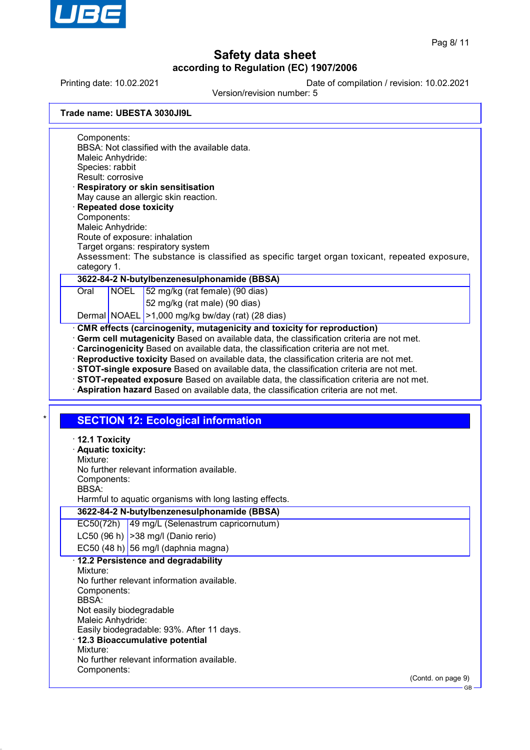Components:
BBSA: Not classified with the available data.
Maleic Anhydride:
Species: rabbit
Result: corrosive

· **Respiratory or skin sensitisation**
May cause an allergic skin reaction.

· **Repeated dose toxicity**
Components:
Maleic Anhydride:
Route of exposure: inhalation
Target organs: respiratory system
Assessment: The substance is classified as specific target organ toxicant, repeated exposure, category 1.

| **3622-84-2 N-butylbenzenesulphonamide (BBSA)** | | |
|---|---|---|
| Oral | NOEL | 52 mg/kg (rat female) (90 dias) |
| | | 52 mg/kg (rat male) (90 dias) |
| Dermal | NOAEL | >1,000 mg/kg bw/day (rat) (28 dias) |

· **CMR effects (carcinogenity, mutagenicity and toxicity for reproduction)**
· **Germ cell mutagenicity** Based on available data, the classification criteria are not met.
· **Carcinogenicity** Based on available data, the classification criteria are not met.
· **Reproductive toxicity** Based on available data, the classification criteria are not met.
· **STOT-single exposure** Based on available data, the classification criteria are not met.
· **STOT-repeated exposure** Based on available data, the classification criteria are not met.
· **Aspiration hazard** Based on available data, the classification criteria are not met.

\* 

## SECTION 12: Ecological information

· **12.1 Toxicity**
· **Aquatic toxicity:**
Mixture:
No further relevant information available.
Components:
BBSA:
Harmful to aquatic organisms with long lasting effects.

| **3622-84-2 N-butylbenzenesulphonamide (BBSA)** | |
|---|---|
| EC50(72h) | 49 mg/L (Selenastrum capricornutum) |
| LC50 (96 h) | >38 mg/l (Danio rerio) |
| EC50 (48 h) | 56 mg/l (daphnia magna) |

· **12.2 Persistence and degradability**
Mixture:
No further relevant information available.
Components:
BBSA:
Not easily biodegradable
Maleic Anhydride:
Easily biodegradable: 93%. After 11 days.

· **12.3 Bioaccumulative potential**
Mixture:
No further relevant information available.
Components:

(Contd. on page 9)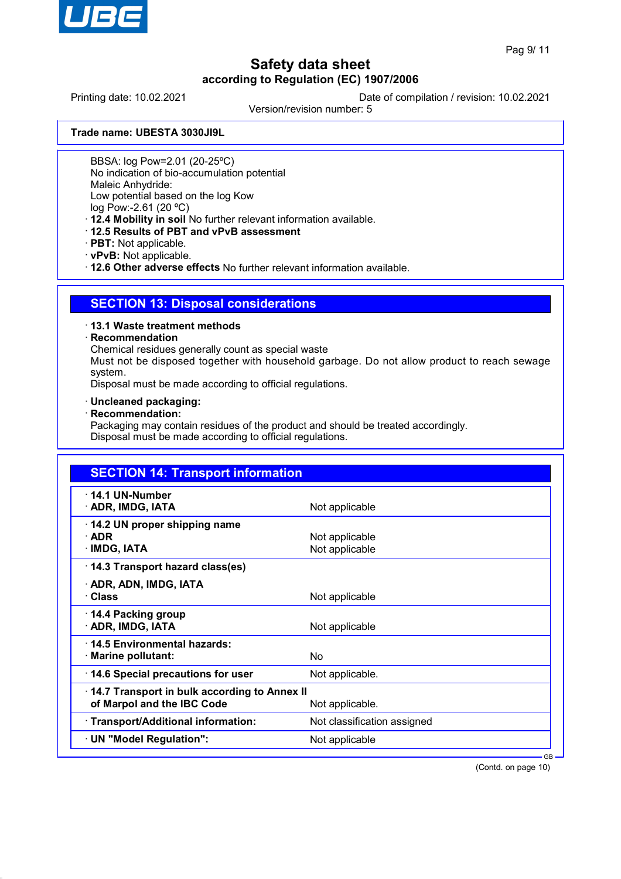**Trade name: UBESTA 3030JI9L**

BBSA: log Pow=2.01 (20-25ºC)
No indication of bio-accumulation potential
Maleic Anhydride:
Low potential based on the log Kow
log Pow:-2.61 (20 ºC)

· **12.4 Mobility in soil** No further relevant information available.
· **12.5 Results of PBT and vPvB assessment**
· **PBT:** Not applicable.
· **vPvB:** Not applicable.
· **12.6 Other adverse effects** No further relevant information available.

## SECTION 13: Disposal considerations

· **13.1 Waste treatment methods**
· **Recommendation**
Chemical residues generally count as special waste
Must not be disposed together with household garbage. Do not allow product to reach sewage system.
Disposal must be made according to official regulations.

· **Uncleaned packaging:**
· **Recommendation:**
Packaging may contain residues of the product and should be treated accordingly.
Disposal must be made according to official regulations.

## SECTION 14: Transport information

| | |
|---|---|
| · **14.1 UN-Number** | |
| · **ADR, IMDG, IATA** | Not applicable |
| · **14.2 UN proper shipping name** | |
| · **ADR** | Not applicable |
| · **IMDG, IATA** | Not applicable |
| · **14.3 Transport hazard class(es)** | |
| · **ADR, ADN, IMDG, IATA** | |
| · **Class** | Not applicable |
| · **14.4 Packing group** | |
| · **ADR, IMDG, IATA** | Not applicable |
| · **14.5 Environmental hazards:** | |
| · **Marine pollutant:** | No |
| · **14.6 Special precautions for user** | Not applicable. |
| · **14.7 Transport in bulk according to Annex II of Marpol and the IBC Code** | Not applicable. |
| · **Transport/Additional information:** | Not classification assigned |
| · **UN "Model Regulation":** | Not applicable |

(Contd. on page 10)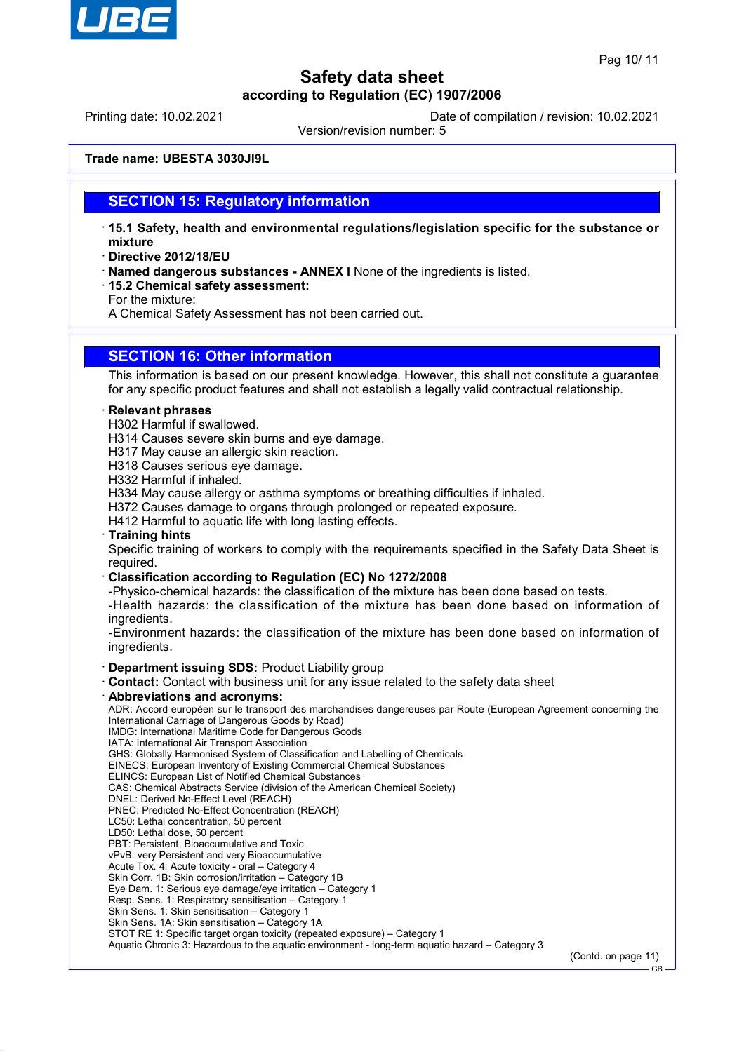Trade name: UBESTA 3030JI9L

## SECTION 15: Regulatory information

- **15.1 Safety, health and environmental regulations/legislation specific for the substance or mixture**
- **Directive 2012/18/EU**
- **Named dangerous substances - ANNEX I** None of the ingredients is listed.
- **15.2 Chemical safety assessment:**
  For the mixture:
  A Chemical Safety Assessment has not been carried out.

## SECTION 16: Other information

This information is based on our present knowledge. However, this shall not constitute a guarantee for any specific product features and shall not establish a legally valid contractual relationship.

- **Relevant phrases**
  H302 Harmful if swallowed.
  H314 Causes severe skin burns and eye damage.
  H317 May cause an allergic skin reaction.
  H318 Causes serious eye damage.
  H332 Harmful if inhaled.
  H334 May cause allergy or asthma symptoms or breathing difficulties if inhaled.
  H372 Causes damage to organs through prolonged or repeated exposure.
  H412 Harmful to aquatic life with long lasting effects.
- **Training hints**
  Specific training of workers to comply with the requirements specified in the Safety Data Sheet is required.
- **Classification according to Regulation (EC) No 1272/2008**
  -Physico-chemical hazards: the classification of the mixture has been done based on tests.
  -Health hazards: the classification of the mixture has been done based on information of ingredients.
  -Environment hazards: the classification of the mixture has been done based on information of ingredients.
- **Department issuing SDS:** Product Liability group
- **Contact:** Contact with business unit for any issue related to the safety data sheet
- **Abbreviations and acronyms:**
  ADR: Accord européen sur le transport des marchandises dangereuses par Route (European Agreement concerning the International Carriage of Dangerous Goods by Road)
  IMDG: International Maritime Code for Dangerous Goods
  IATA: International Air Transport Association
  GHS: Globally Harmonised System of Classification and Labelling of Chemicals
  EINECS: European Inventory of Existing Commercial Chemical Substances
  ELINCS: European List of Notified Chemical Substances
  CAS: Chemical Abstracts Service (division of the American Chemical Society)
  DNEL: Derived No-Effect Level (REACH)
  PNEC: Predicted No-Effect Concentration (REACH)
  LC50: Lethal concentration, 50 percent
  LD50: Lethal dose, 50 percent
  PBT: Persistent, Bioaccumulative and Toxic
  vPvB: very Persistent and very Bioaccumulative
  Acute Tox. 4: Acute toxicity - oral – Category 4
  Skin Corr. 1B: Skin corrosion/irritation – Category 1B
  Eye Dam. 1: Serious eye damage/eye irritation – Category 1
  Resp. Sens. 1: Respiratory sensitisation – Category 1
  Skin Sens. 1: Skin sensitisation – Category 1
  Skin Sens. 1A: Skin sensitisation – Category 1A
  STOT RE 1: Specific target organ toxicity (repeated exposure) – Category 1
  Aquatic Chronic 3: Hazardous to the aquatic environment - long-term aquatic hazard – Category 3

(Contd. on page 11)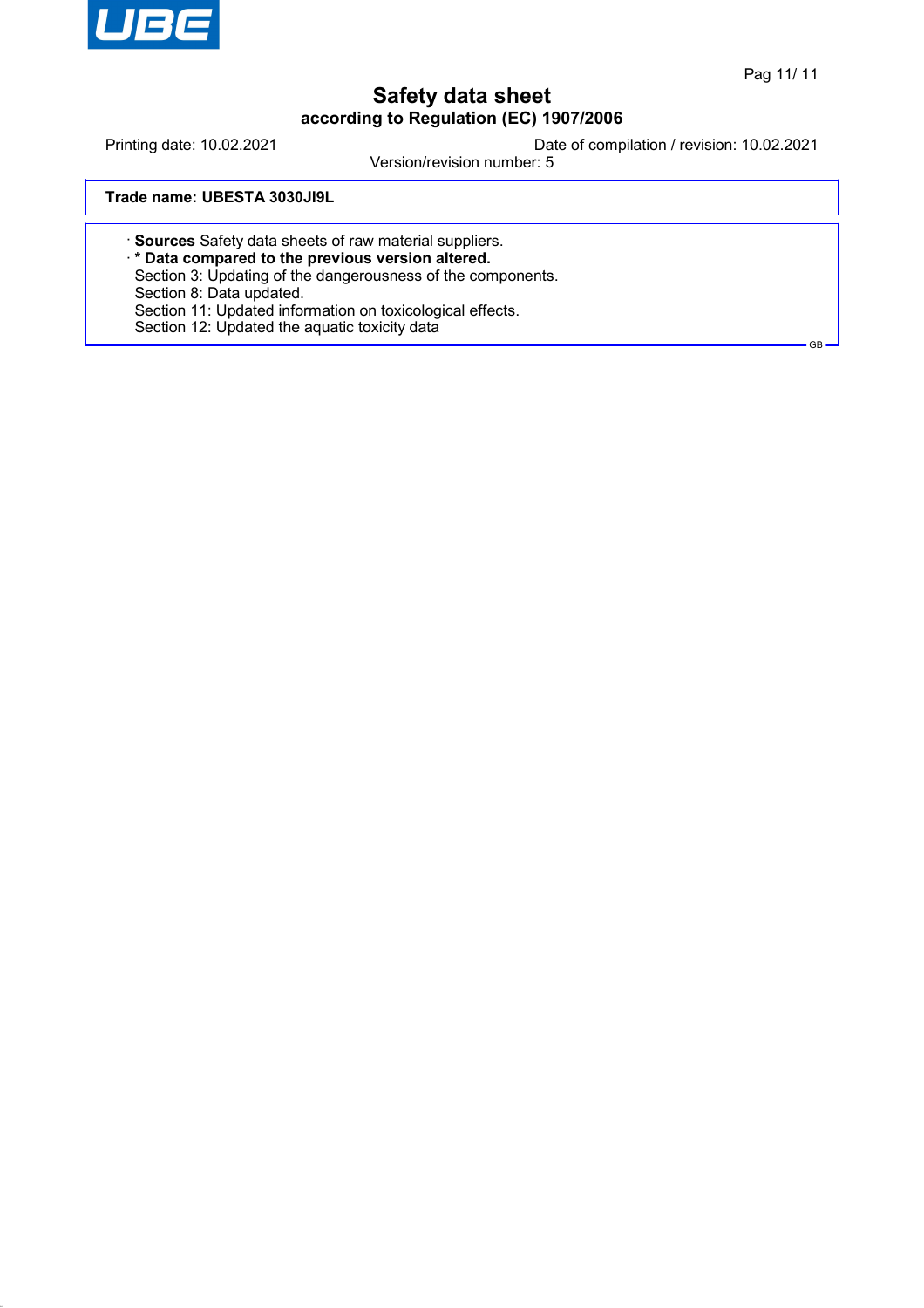**Trade name: UBESTA 3030JI9L**

· **Sources** Safety data sheets of raw material suppliers.

· *** Data compared to the previous version altered.**

Section 3: Updating of the dangerousness of the components.
Section 8: Data updated.
Section 11: Updated information on toxicological effects.
Section 12: Updated the aquatic toxicity data